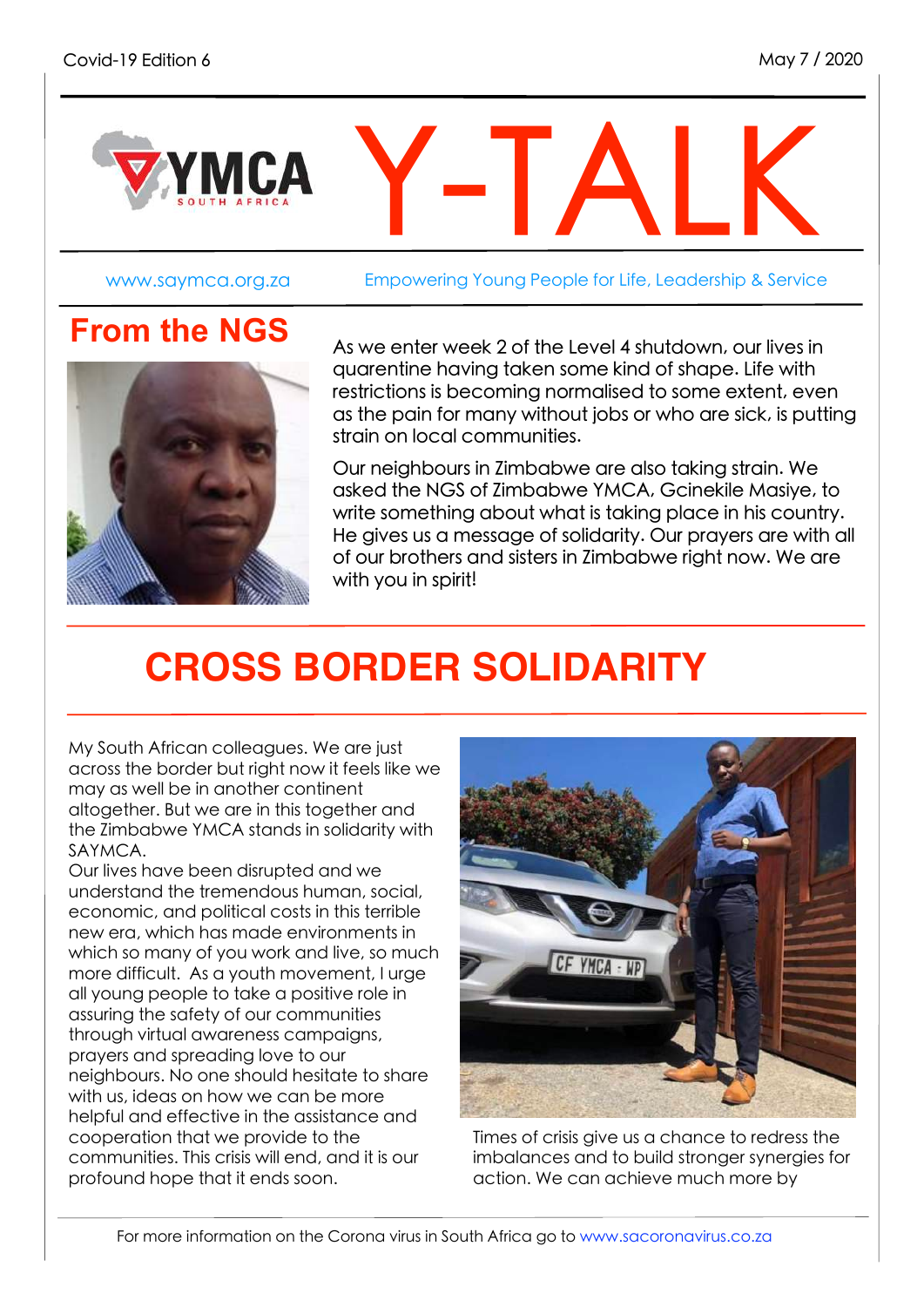Covid-19 Edition 6

May 7 / 2020

# Y-TALK

www.saymca.org.za

Empowering Young People for Life, Leadership & Service

## From the NGS

As we enter week 2 of the Level 4 shutdown, our lives in quarentine having taken some kind of shape. Life with restrictions is becoming normalised to some extent, even as the pain for many without jobs or who are sick, is putting strain on local communities.

Our neighbours in Zimbabwe are also taking strain. We asked the NGS of Zimbabwe YMCA, Gcinekile Masiye, to write something about what is taking place in his country. He gives us a message of solidarity. Our prayers are with all of our brothers and sisters in Zimbabwe right now. We are with you in spirit!

## CROSS BORDER SOLIDARITY

My South African colleagues. We are just across the border but right now it feels like we may as well be in another continent altogether. But we are in this together and the Zimbabwe YMCA stands in solidarity with SAYMCA.

Our lives have been disrupted and we understand the tremendous human, social, economic, and political costs in this terrible new era, which has made environments in which so many of you work and live, so much more difficult. As a youth movement, I urge all young people to take a positive role in assuring the safety of our communities through virtual awareness campaigns, prayers and spreading love to our neighbours. No one should hesitate to share with us, ideas on how we can be more helpful and effective in the assistance and cooperation that we provide to the communities. This crisis will end, and it is our profound hope that it ends soon.

Times of crisis give us a chance to redress the imbalances and to build stronger synergies for action. We can achieve much more by

For more information on the Corona virus in South Africa go to www.sacoronavirus.co.za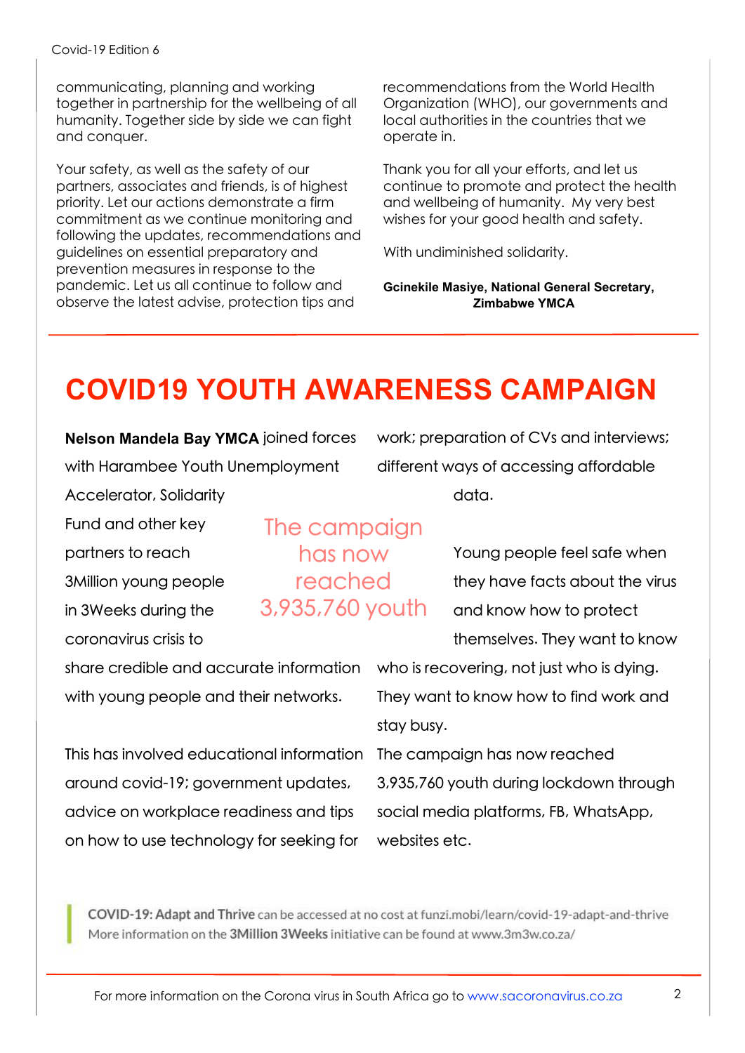communicating, planning and working together in partnership for the wellbeing of all humanity. Together side by side we can fight and conquer.

Your safety, as well as the safety of our partners, associates and friends, is of highest priority. Let our actions demonstrate a firm commitment as we continue monitoring and following the updates, recommendations and guidelines on essential preparatory and prevention measures in response to the pandemic. Let us all continue to follow and observe the latest advise, protection tips and recommendations from the World Health Organization (WHO), our governments and local authorities in the countries that we operate in.

Thank you for all your efforts, and let us continue to promote and protect the health and wellbeing of humanity. My very best wishes for your good health and safety.

With undiminished solidarity.

**Gcinekile Masiye, National General Secretary, Zimbabwe YMCA**

# COVID19 YOUTH AWARENESS CAMPAIGN

**Nelson Mandela Bay YMCA** joined forces with Harambee Youth Unemployment Accelerator, Solidarity Fund and other key partners to reach 3Million young people in 3Weeks during the coronavirus crisis to share credible and accurate information with young people and their networks.

> The campaign has now reached 3,935,760 youth

This has involved educational information around covid-19; government updates, advice on workplace readiness and tips on how to use technology for seeking for work; preparation of CVs and interviews; different ways of accessing affordable data.

Young people feel safe when they have facts about the virus and know how to protect themselves. They want to know who is recovering, not just who is dying. They want to know how to find work and stay busy.

The campaign has now reached 3,935,760 youth during lockdown through social media platforms, FB, WhatsApp, websites etc.

**COVID-19: Adapt and Thrive** can be accessed at no cost at funzi.mobi/learn/covid-19-adapt-and-thrive
More information on the **3Million 3Weeks** initiative can be found at www.3m3w.co.za/

For more information on the Corona virus in South Africa go to www.sacoronavirus.co.za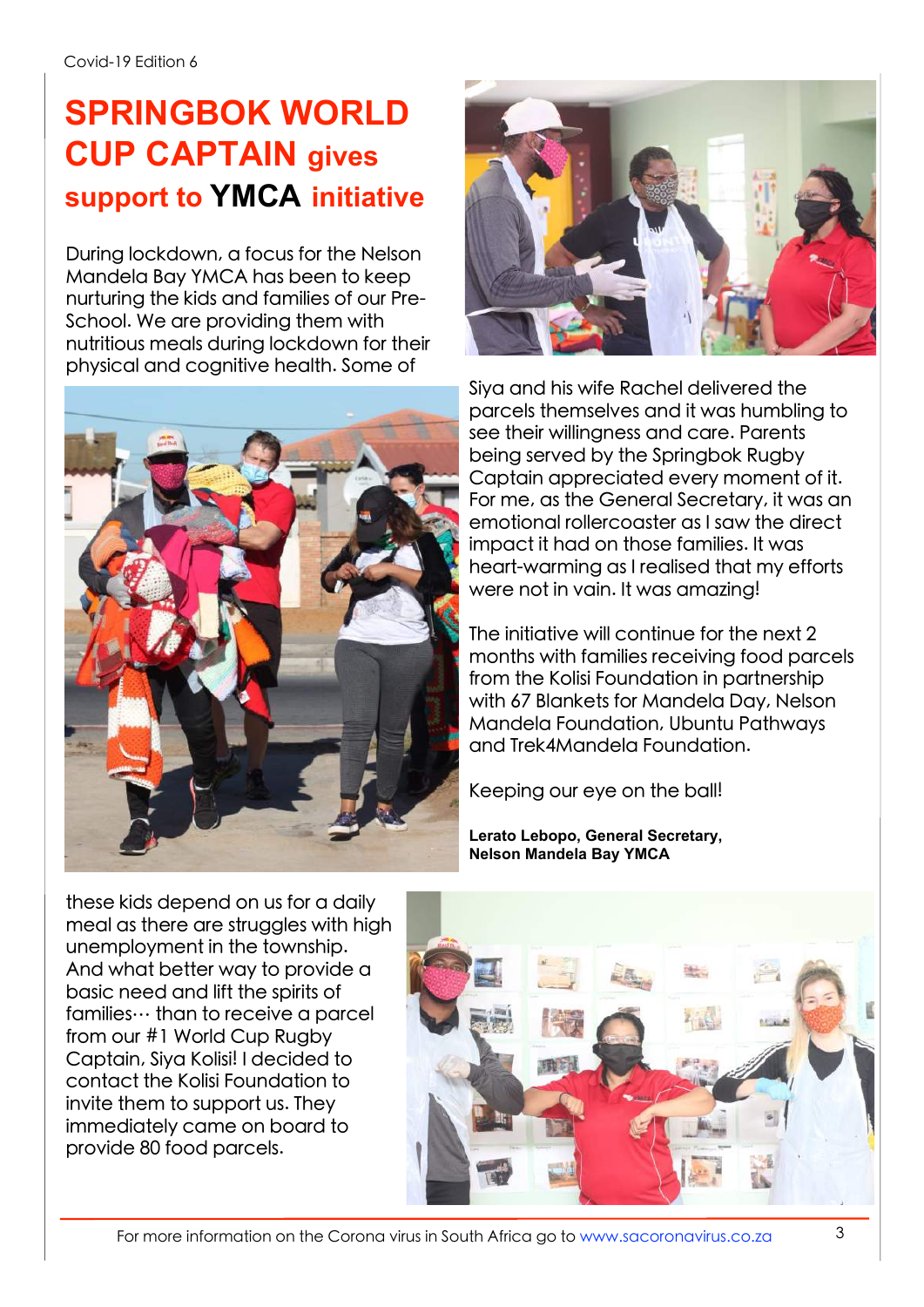# SPRINGBOK WORLD CUP CAPTAIN gives support to YMCA initiative

During lockdown, a focus for the Nelson Mandela Bay YMCA has been to keep nurturing the kids and families of our Pre-School. We are providing them with nutritious meals during lockdown for their physical and cognitive health. Some of these kids depend on us for a daily meal as there are struggles with high unemployment in the township. And what better way to provide a basic need and lift the spirits of families… than to receive a parcel from our #1 World Cup Rugby Captain, Siya Kolisi! I decided to contact the Kolisi Foundation to invite them to support us. They immediately came on board to provide 80 food parcels.

Siya and his wife Rachel delivered the parcels themselves and it was humbling to see their willingness and care. Parents being served by the Springbok Rugby Captain appreciated every moment of it. For me, as the General Secretary, it was an emotional rollercoaster as I saw the direct impact it had on those families. It was heart-warming as I realised that my efforts were not in vain. It was amazing!

The initiative will continue for the next 2 months with families receiving food parcels from the Kolisi Foundation in partnership with 67 Blankets for Mandela Day, Nelson Mandela Foundation, Ubuntu Pathways and Trek4Mandela Foundation.

Keeping our eye on the ball!

**Lerato Lebopo, General Secretary, Nelson Mandela Bay YMCA**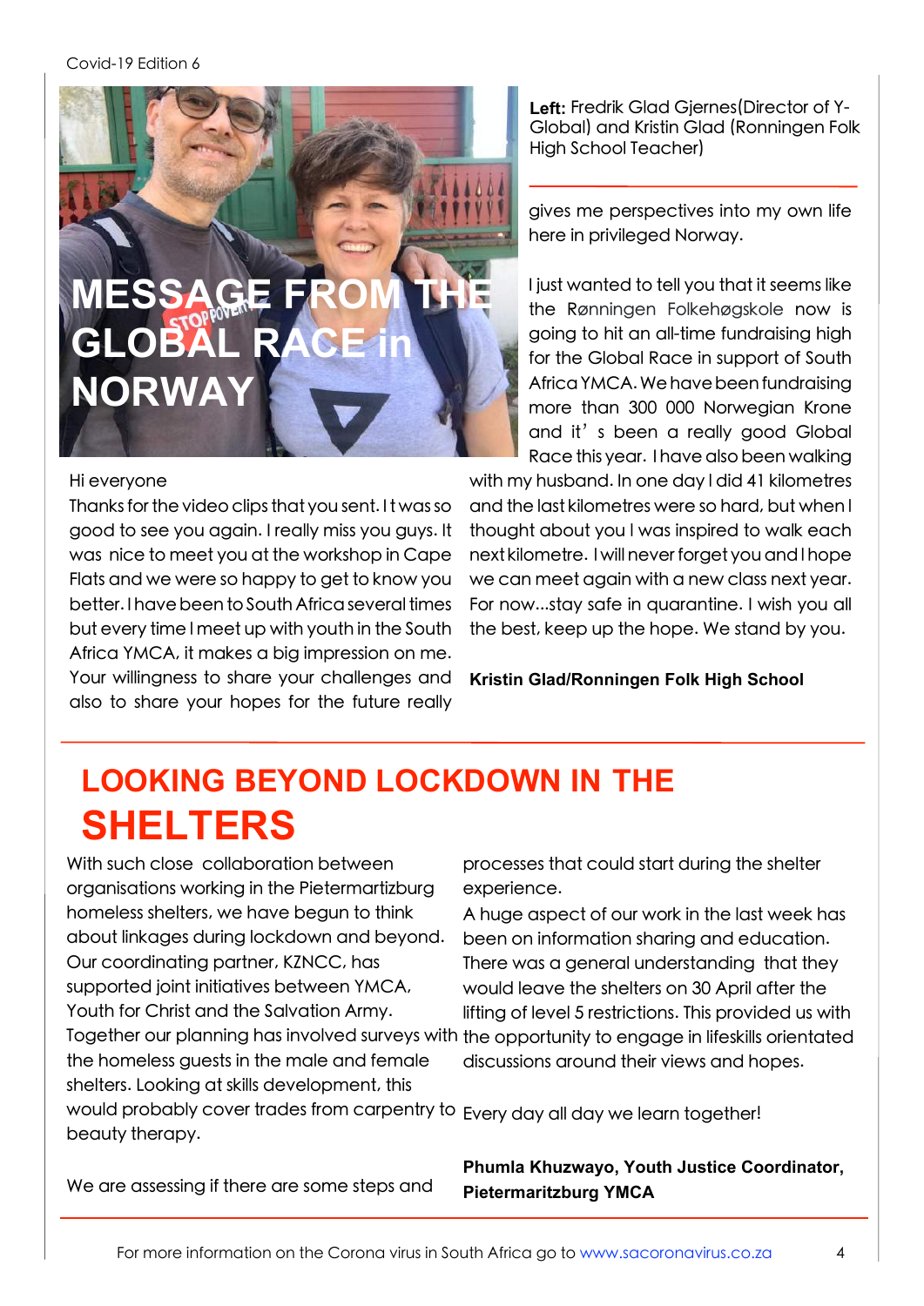# MESSAGE FROM THE GLOBAL RACE in NORWAY

**Left:** Fredrik Glad Gjernes(Director of Y-Global) and Kristin Glad (Ronningen Folk High School Teacher)

Hi everyone

Thanks for the video clips that you sent. It was so good to see you again. I really miss you guys. It was nice to meet you at the workshop in Cape Flats and we were so happy to get to know you better. I have been to South Africa several times but every time I meet up with youth in the South Africa YMCA, it makes a big impression on me. Your willingness to share your challenges and also to share your hopes for the future really gives me perspectives into my own life here in privileged Norway.

I just wanted to tell you that it seems like the Rønningen Folkehøgskole now is going to hit an all-time fundraising high for the Global Race in support of South Africa YMCA. We have been fundraising more than 300 000 Norwegian Krone and it's been a really good Global Race this year. I have also been walking with my husband. In one day I did 41 kilometres and the last kilometres were so hard, but when I thought about you I was inspired to walk each next kilometre. I will never forget you and I hope we can meet again with a new class next year. For now...stay safe in quarantine. I wish you all the best, keep up the hope. We stand by you.

**Kristin Glad/Ronningen Folk High School**

## LOOKING BEYOND LOCKDOWN IN THE SHELTERS

With such close collaboration between organisations working in the Pietermartizburg homeless shelters, we have begun to think about linkages during lockdown and beyond. Our coordinating partner, KZNCC, has supported joint initiatives between YMCA, Youth for Christ and the Salvation Army. Together our planning has involved surveys with the homeless guests in the male and female shelters. Looking at skills development, this would probably cover trades from carpentry to beauty therapy.

We are assessing if there are some steps and processes that could start during the shelter experience.

A huge aspect of our work in the last week has been on information sharing and education. There was a general understanding that they would leave the shelters on 30 April after the lifting of level 5 restrictions. This provided us with the opportunity to engage in lifeskills orientated discussions around their views and hopes.

Every day all day we learn together!

**Phumla Khuzwayo, Youth Justice Coordinator, Pietermaritzburg YMCA**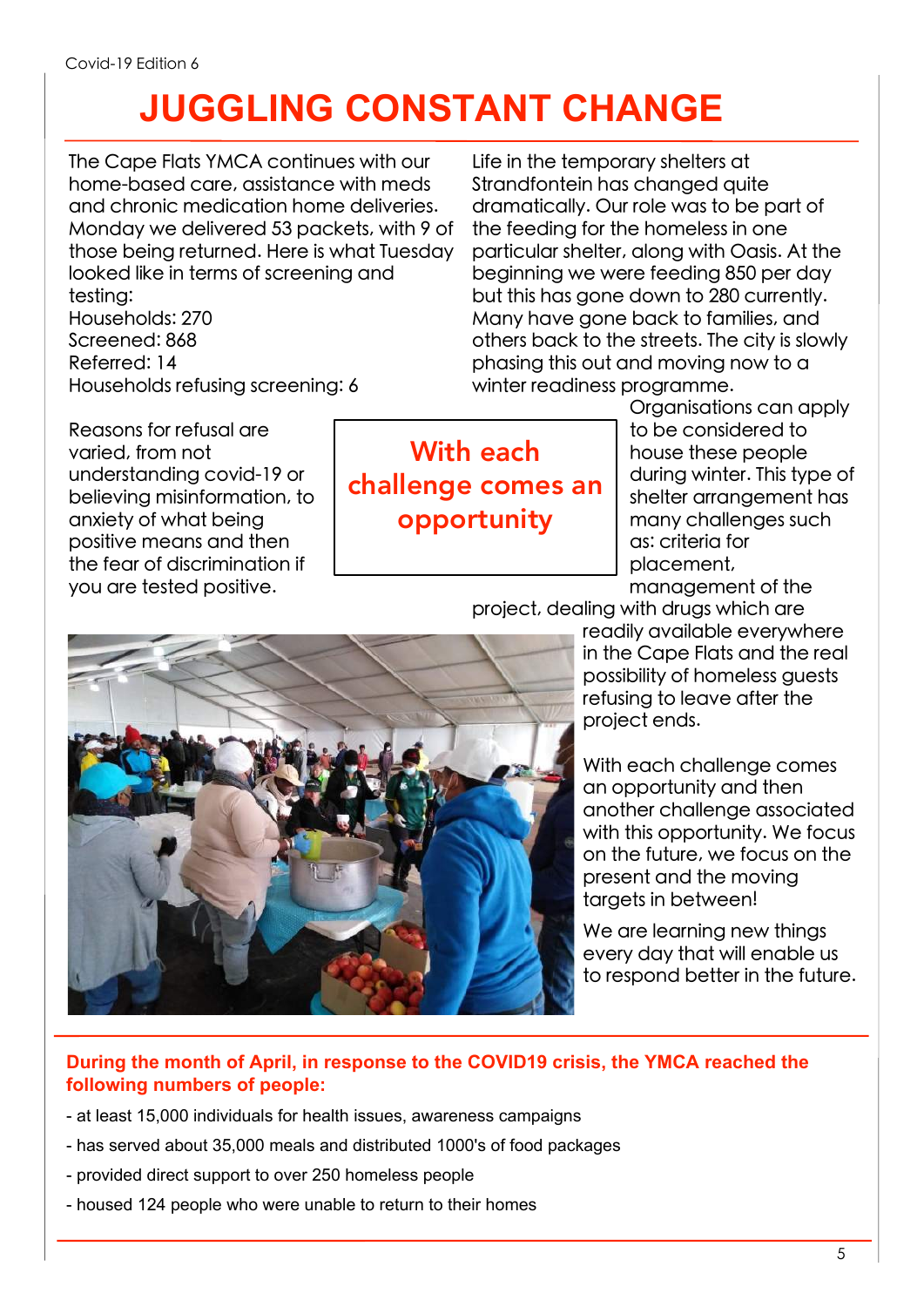# JUGGLING CONSTANT CHANGE

The Cape Flats YMCA continues with our home-based care, assistance with meds and chronic medication home deliveries. Monday we delivered 53 packets, with 9 of those being returned. Here is what Tuesday looked like in terms of screening and testing:
Households: 270
Screened: 868
Referred: 14
Households refusing screening: 6

Reasons for refusal are varied, from not understanding covid-19 or believing misinformation, to anxiety of what being positive means and then the fear of discrimination if you are tested positive.

**With each challenge comes an opportunity**

Life in the temporary shelters at Strandfontein has changed quite dramatically. Our role was to be part of the feeding for the homeless in one particular shelter, along with Oasis. At the beginning we were feeding 850 per day but this has gone down to 280 currently. Many have gone back to families, and others back to the streets. The city is slowly phasing this out and moving now to a winter readiness programme. Organisations can apply to be considered to house these people during winter. This type of shelter arrangement has many challenges such as: criteria for placement, management of the project, dealing with drugs which are readily available everywhere in the Cape Flats and the real possibility of homeless guests refusing to leave after the project ends.

With each challenge comes an opportunity and then another challenge associated with this opportunity. We focus on the future, we focus on the present and the moving targets in between!

We are learning new things every day that will enable us to respond better in the future.

**During the month of April, in response to the COVID19 crisis, the YMCA reached the following numbers of people:**

- at least 15,000 individuals for health issues, awareness campaigns
- has served about 35,000 meals and distributed 1000's of food packages
- provided direct support to over 250 homeless people
- housed 124 people who were unable to return to their homes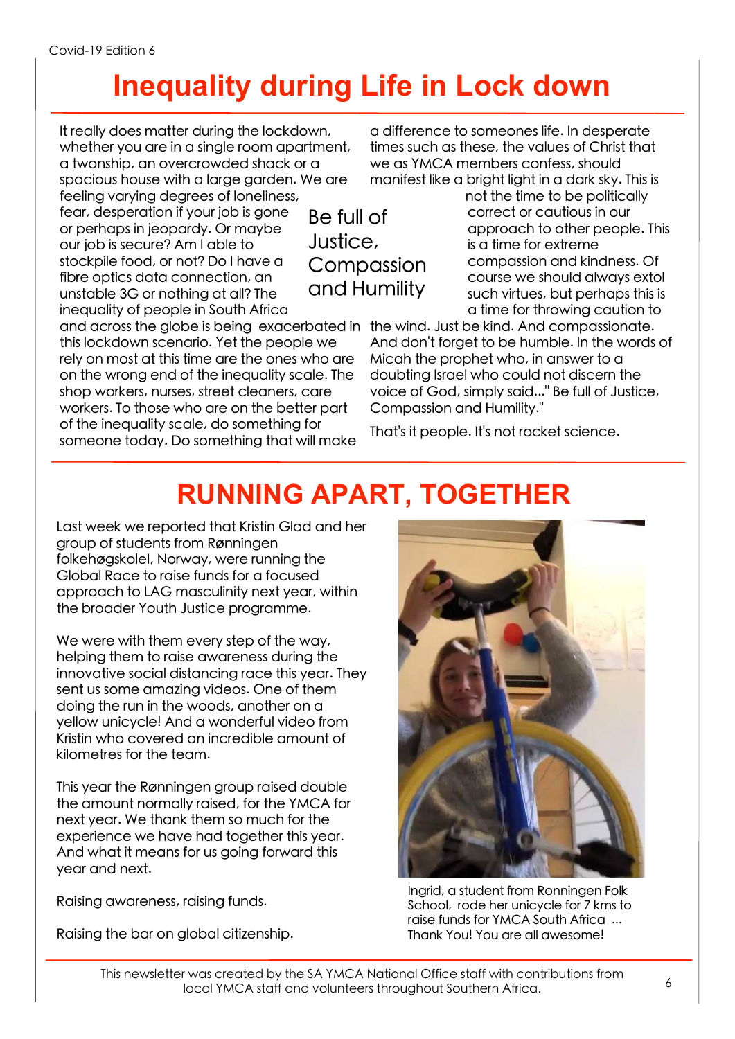# Inequality during Life in Lock down

It really does matter during the lockdown, whether you are in a single room apartment, a twonship, an overcrowded shack or a spacious house with a large garden. We are feeling varying degrees of loneliness, fear, desperation if your job is gone or perhaps in jeopardy. Or maybe our job is secure? Am I able to stockpile food, or not? Do I have a fibre optics data connection, an unstable 3G or nothing at all? The inequality of people in South Africa and across the globe is being exacerbated in this lockdown scenario. Yet the people we rely on most at this time are the ones who are on the wrong end of the inequality scale. The shop workers, nurses, street cleaners, care workers. To those who are on the better part of the inequality scale, do something for someone today. Do something that will make a difference to someones life. In desperate times such as these, the values of Christ that we as YMCA members confess, should manifest like a bright light in a dark sky. This is not the time to be politically correct or cautious in our approach to other people. This is a time for extreme compassion and kindness. Of course we should always extol such virtues, but perhaps this is a time for throwing caution to the wind. Just be kind. And compassionate. And don't forget to be humble. In the words of Micah the prophet who, in answer to a doubting Israel who could not discern the voice of God, simply said..." Be full of Justice, Compassion and Humility."

Be full of Justice, Compassion and Humility

That's it people. It's not rocket science.

# RUNNING APART, TOGETHER

Last week we reported that Kristin Glad and her group of students from Rønningen folkehøgskolel, Norway, were running the Global Race to raise funds for a focused approach to LAG masculinity next year, within the broader Youth Justice programme.

We were with them every step of the way, helping them to raise awareness during the innovative social distancing race this year. They sent us some amazing videos. One of them doing the run in the woods, another on a yellow unicycle! And a wonderful video from Kristin who covered an incredible amount of kilometres for the team.

This year the Rønningen group raised double the amount normally raised, for the YMCA for next year. We thank them so much for the experience we have had together this year. And what it means for us going forward this year and next.

Raising awareness, raising funds.

Raising the bar on global citizenship.

Ingrid, a student from Ronningen Folk School, rode her unicycle for 7 kms to raise funds for YMCA South Africa ... Thank You! You are all awesome!

This newsletter was created by the SA YMCA National Office staff with contributions from local YMCA staff and volunteers throughout Southern Africa.